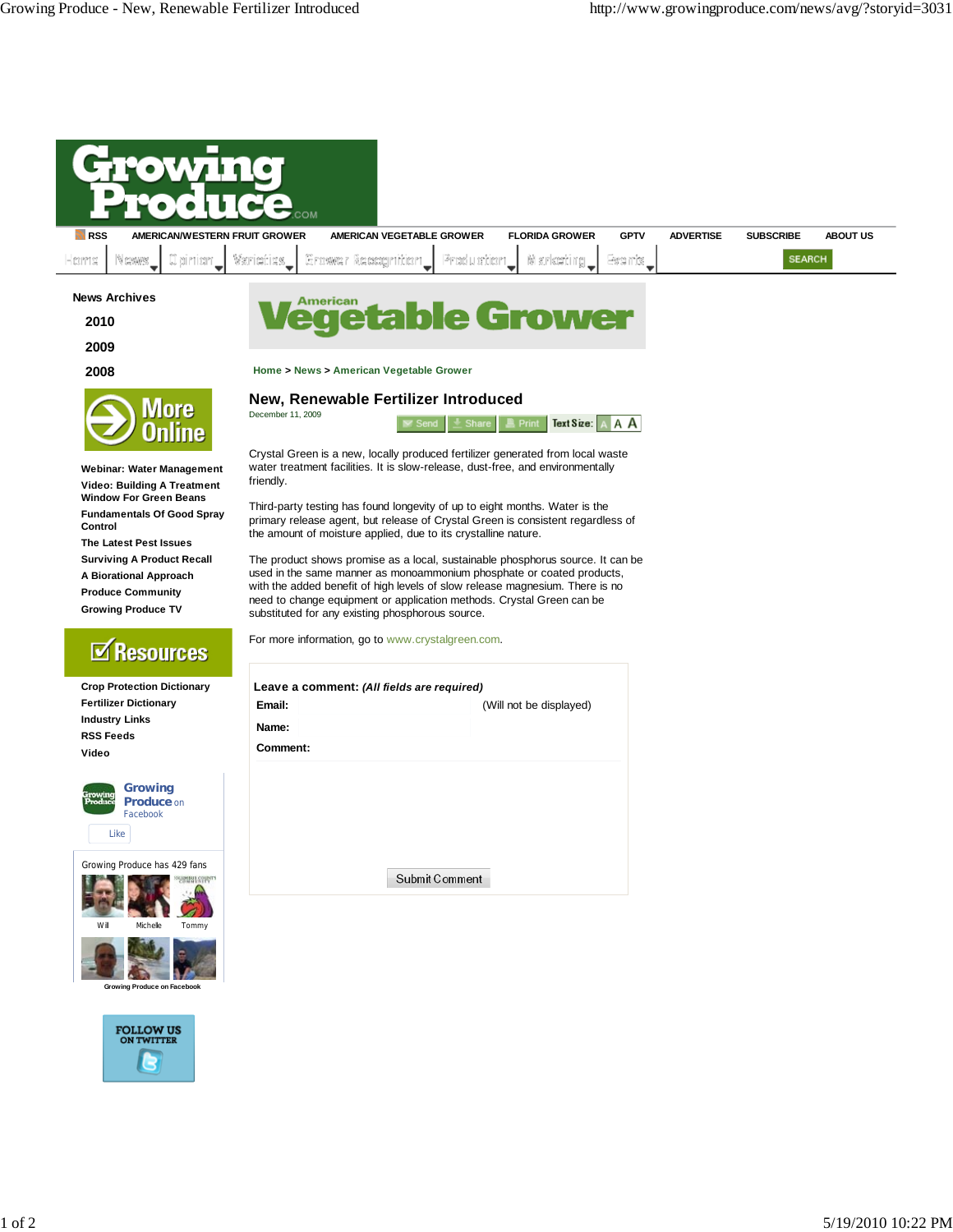# New, Renewable Fertilizer Introduced

December 11, 2009

Crystal Green is a new, locally produced fertilizer generated from local waste water treatment facilities. It is slow-release, dust-free, and environmentally friendly.

Third-party testing has found longevity of up to eight months. Water is the primary release agent, but release of Crystal Green is consistent regardless of the amount of moisture applied, due to its crystalline nature.

The product shows promise as a local, sustainable phosphorus source. It can be used in the same manner as monoammonium phosphate or coated products, with the added benefit of high levels of slow release magnesium. There is no need to change equipment or application methods. Crystal Green can be substituted for any existing phosphorous source.

For more information, go to www.crystalgreen.com.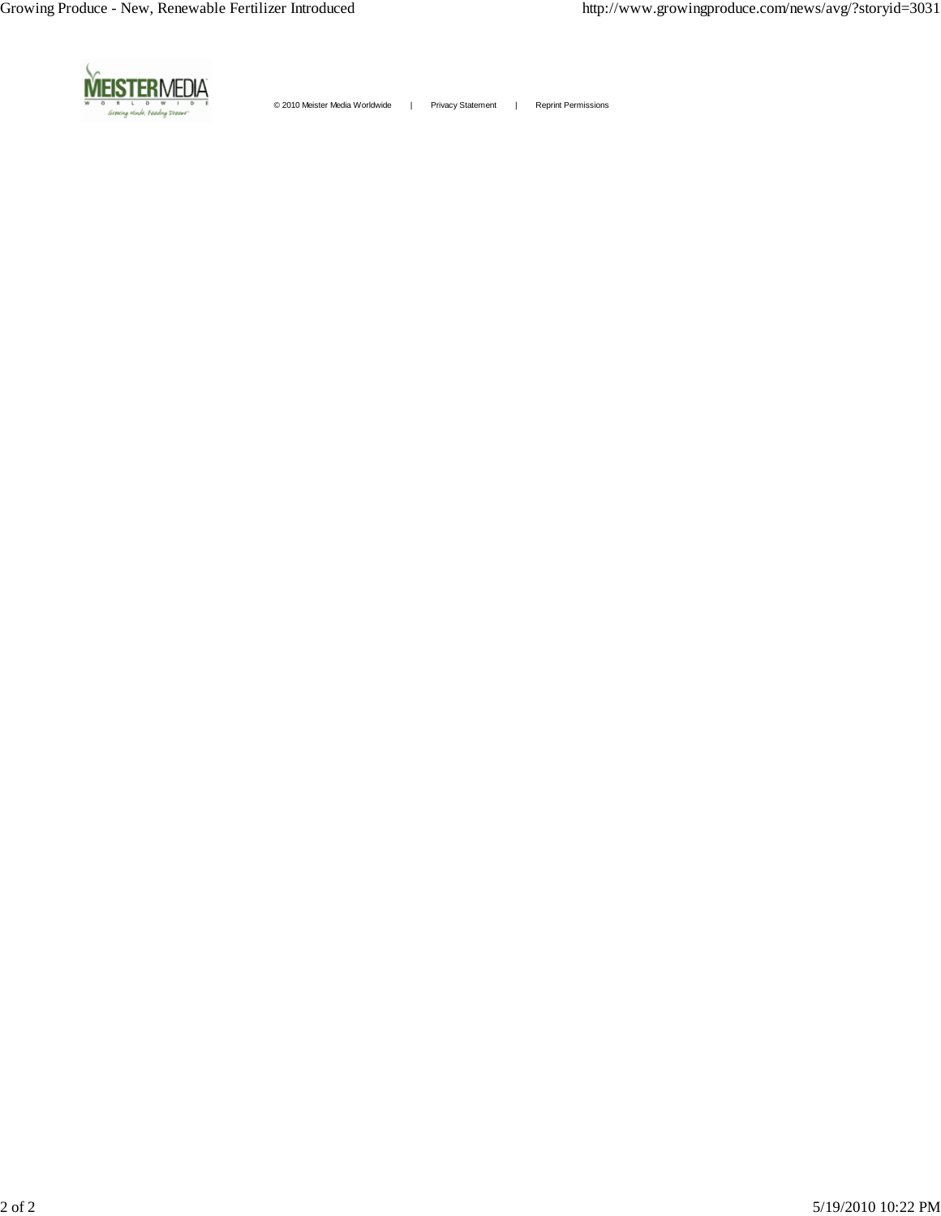MEISTERMEDIA WORLDWIDE

Growing Minds, Feeding Dreams

© 2010 Meister Media Worldwide | Privacy Statement | Reprint Permissions